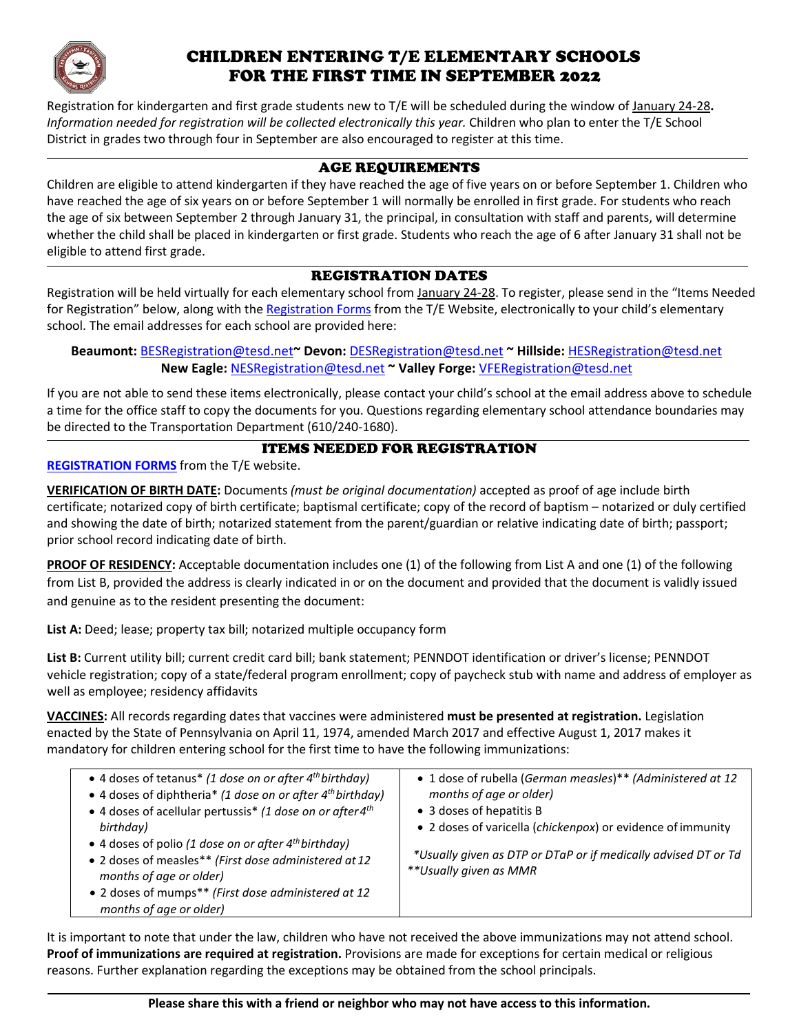# CHILDREN ENTERING T/E ELEMENTARY SCHOOLS FOR THE FIRST TIME IN SEPTEMBER 2022

Registration for kindergarten and first grade students new to T/E will be scheduled during the window of January 24-28**.** *Information needed for registration will be collected electronically this year.* Children who plan to enter the T/E School District in grades two through four in September are also encouraged to register at this time.

## AGE REQUIREMENTS

Children are eligible to attend kindergarten if they have reached the age of five years on or before September 1. Children who have reached the age of six years on or before September 1 will normally be enrolled in first grade. For students who reach the age of six between September 2 through January 31, the principal, in consultation with staff and parents, will determine whether the child shall be placed in kindergarten or first grade. Students who reach the age of 6 after January 31 shall not be eligible to attend first grade.

## REGISTRATION DATES

Registration will be held virtually for each elementary school from January 24-28. To register, please send in the "Items Needed for Registration" below, along with the Registration Forms from the T/E Website, electronically to your child's elementary school. The email addresses for each school are provided here:

**Beaumont:** BESRegistration@tesd.net **~ Devon:** DESRegistration@tesd.net **~ Hillside:** HESRegistration@tesd.net
**New Eagle:** NESRegistration@tesd.net **~ Valley Forge:** VFERegistration@tesd.net

If you are not able to send these items electronically, please contact your child's school at the email address above to schedule a time for the office staff to copy the documents for you. Questions regarding elementary school attendance boundaries may be directed to the Transportation Department (610/240-1680).

## ITEMS NEEDED FOR REGISTRATION

**REGISTRATION FORMS** from the T/E website.

**VERIFICATION OF BIRTH DATE:** Documents *(must be original documentation)* accepted as proof of age include birth certificate; notarized copy of birth certificate; baptismal certificate; copy of the record of baptism – notarized or duly certified and showing the date of birth; notarized statement from the parent/guardian or relative indicating date of birth; passport; prior school record indicating date of birth.

**PROOF OF RESIDENCY:** Acceptable documentation includes one (1) of the following from List A and one (1) of the following from List B, provided the address is clearly indicated in or on the document and provided that the document is validly issued and genuine as to the resident presenting the document:

**List A:** Deed; lease; property tax bill; notarized multiple occupancy form

**List B:** Current utility bill; current credit card bill; bank statement; PENNDOT identification or driver's license; PENNDOT vehicle registration; copy of a state/federal program enrollment; copy of paycheck stub with name and address of employer as well as employee; residency affidavits

**VACCINES:** All records regarding dates that vaccines were administered **must be presented at registration.** Legislation enacted by the State of Pennsylvania on April 11, 1974, amended March 2017 and effective August 1, 2017 makes it mandatory for children entering school for the first time to have the following immunizations:

- 4 doses of tetanus* *(1 dose on or after 4th birthday)*
- 4 doses of diphtheria* *(1 dose on or after 4th birthday)*
- 4 doses of acellular pertussis* *(1 dose on or after 4th birthday)*
- 4 doses of polio *(1 dose on or after 4th birthday)*
- 2 doses of measles** *(First dose administered at 12 months of age or older)*
- 2 doses of mumps** *(First dose administered at 12 months of age or older)*
- 1 dose of rubella (*German measles*)** *(Administered at 12 months of age or older)*
- 3 doses of hepatitis B
- 2 doses of varicella (*chickenpox*) or evidence of immunity

*\*Usually given as DTP or DTaP or if medically advised DT or Td*
*\*\*Usually given as MMR*

It is important to note that under the law, children who have not received the above immunizations may not attend school. **Proof of immunizations are required at registration.** Provisions are made for exceptions for certain medical or religious reasons. Further explanation regarding the exceptions may be obtained from the school principals.

**Please share this with a friend or neighbor who may not have access to this information.**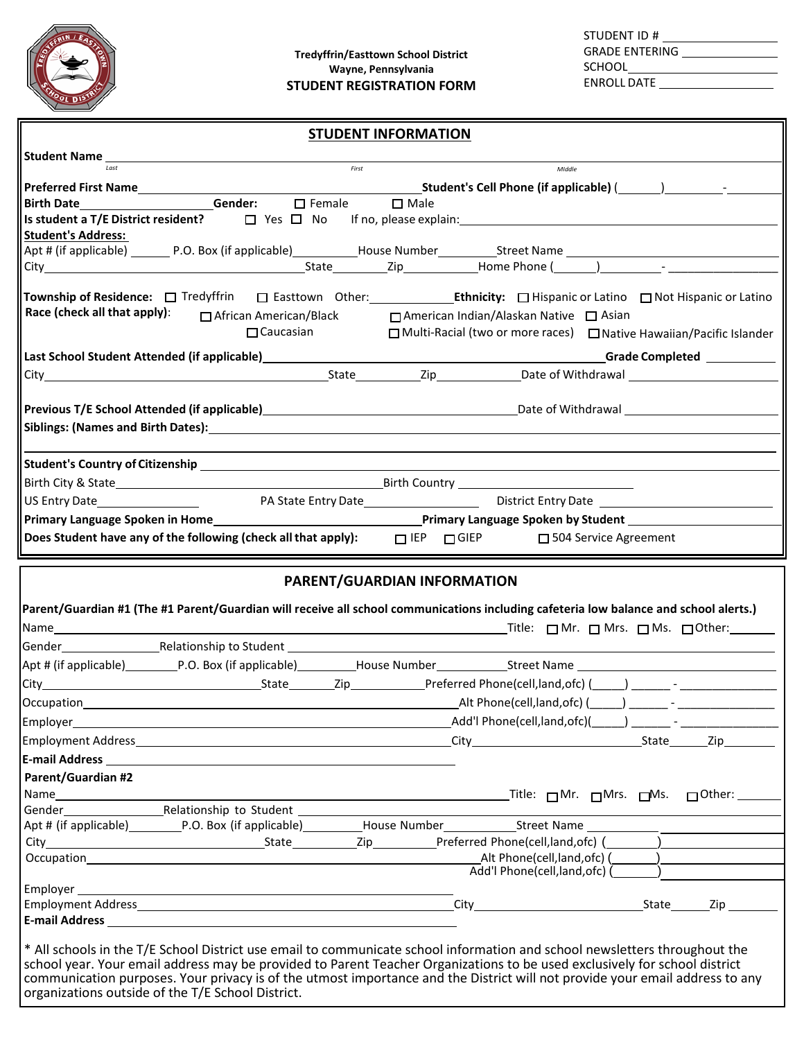**Tredyffrin/Easttown School District**
**Wayne, Pennsylvania**
**STUDENT REGISTRATION FORM**

STUDENT ID # ____________
GRADE ENTERING ____________
SCHOOL ____________
ENROLL DATE ____________

## STUDENT INFORMATION

**Student Name** ____________ (Last) ____________ (First) ____________ (Middle)

**Preferred First Name** ____________ **Student's Cell Phone (if applicable)** (______)________-________

**Birth Date** ____________ **Gender:** ☐ Female ☐ Male

**Is student a T/E District resident?** ☐ Yes ☐ No If no, please explain: ____________

**Student's Address:**

Apt # (if applicable) ______ P.O. Box (if applicable) ________ House Number ________ Street Name ____________

City ____________ State ________ Zip ________ Home Phone (______)________-________

**Township of Residence:** ☐ Tredyffrin ☐ Easttown Other: ________ **Ethnicity:** ☐ Hispanic or Latino ☐ Not Hispanic or Latino

**Race (check all that apply):** ☐ African American/Black ☐ American Indian/Alaskan Native ☐ Asian ☐ Caucasian ☐ Multi-Racial (two or more races) ☐ Native Hawaiian/Pacific Islander

**Last School Student Attended (if applicable)** ____________ **Grade Completed** ________

City ____________ State ________ Zip ________ Date of Withdrawal ____________

**Previous T/E School Attended (if applicable)** ____________ Date of Withdrawal ____________

**Siblings: (Names and Birth Dates):** ____________

**Student's Country of Citizenship** ____________

Birth City & State ____________ Birth Country ____________

US Entry Date ____________ PA State Entry Date ____________ District Entry Date ____________

**Primary Language Spoken in Home** ____________ **Primary Language Spoken by Student** ____________

**Does Student have any of the following (check all that apply):** ☐ IEP ☐ GIEP ☐ 504 Service Agreement

## PARENT/GUARDIAN INFORMATION

**Parent/Guardian #1 (The #1 Parent/Guardian will receive all school communications including cafeteria low balance and school alerts.)**

Name ____________ Title: ☐ Mr. ☐ Mrs. ☐ Ms. ☐ Other: ________

Gender ________ Relationship to Student ____________

Apt # (if applicable) ________ P.O. Box (if applicable) ________ House Number ________ Street Name ____________

City ____________ State ________ Zip ________ Preferred Phone(cell,land,ofc) (_____) ______ - ________

Occupation ____________ Alt Phone(cell,land,ofc) (_____) ______ - ________

Employer ____________ Add'l Phone(cell,land,ofc)(_____) ______ - ________

Employment Address ____________ City ____________ State ______ Zip ________

**E-mail Address** ____________

**Parent/Guardian #2**

Name ____________ Title: ☐ Mr. ☐ Mrs. ☐ Ms. ☐ Other: ________

Gender ________ Relationship to Student ____________

Apt # (if applicable) ________ P.O. Box (if applicable) ________ House Number ________ Street Name ____________

City ____________ State ________ Zip ________ Preferred Phone(cell,land,ofc) (_______) ____________

Occupation ____________ Alt Phone(cell,land,ofc) (_______) ____________

Add'l Phone(cell,land,ofc) (_______) ____________

Employer ____________

Employment Address ____________ City ____________ State ______ Zip ________

**E-mail Address** ____________

* All schools in the T/E School District use email to communicate school information and school newsletters throughout the school year. Your email address may be provided to Parent Teacher Organizations to be used exclusively for school district communication purposes. Your privacy is of the utmost importance and the District will not provide your email address to any organizations outside of the T/E School District.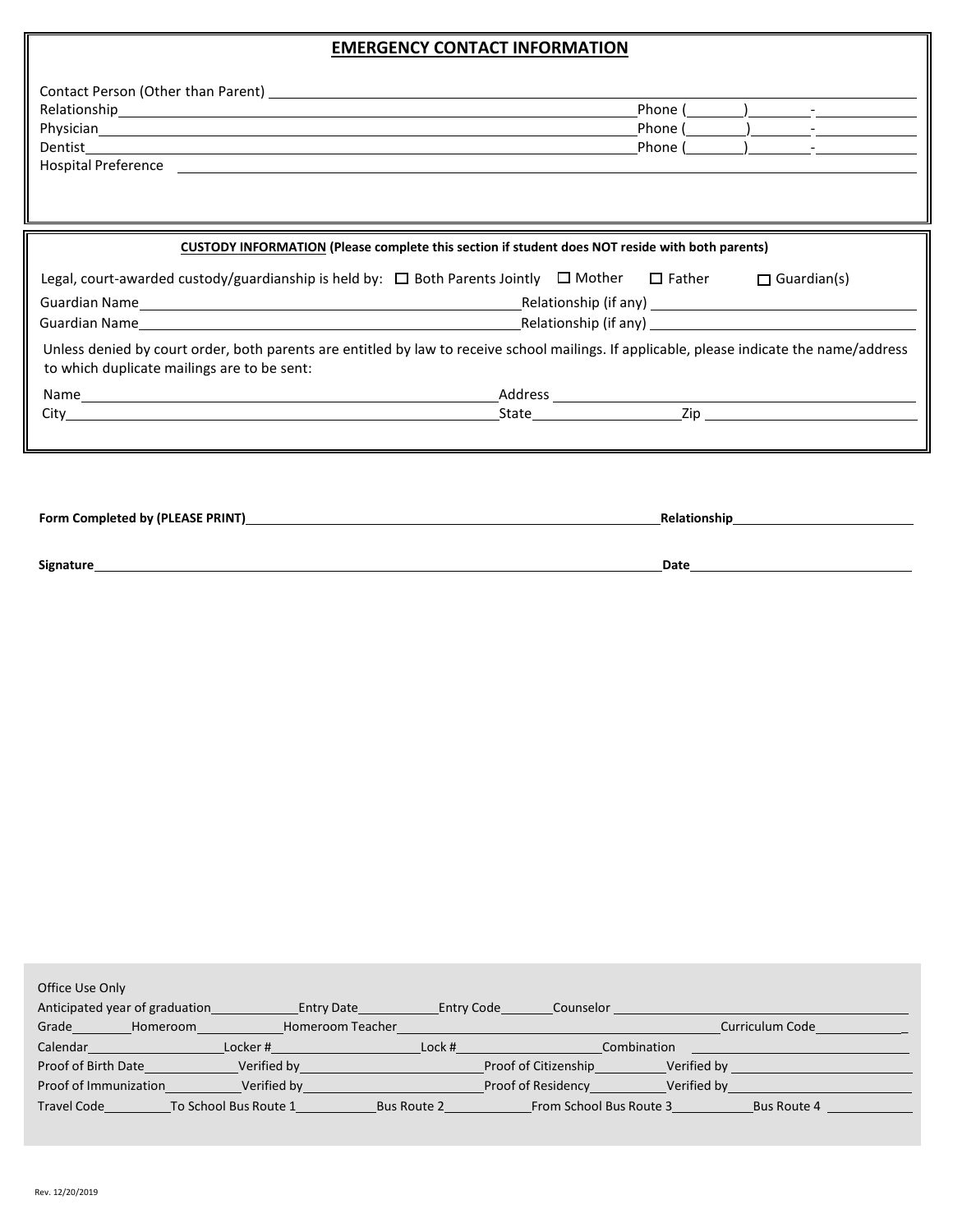## EMERGENCY CONTACT INFORMATION

Contact Person (Other than Parent) ____________________

Relationship ____________________ Phone (_______)_______-__________

Physician ____________________ Phone (_______)_______-__________

Dentist ____________________ Phone (_______)_______-__________

Hospital Preference ____________________

**CUSTODY INFORMATION (Please complete this section if student does NOT reside with both parents)**

Legal, court-awarded custody/guardianship is held by: ☐ Both Parents Jointly ☐ Mother ☐ Father ☐ Guardian(s)

Guardian Name ____________________ Relationship (if any) ____________________

Guardian Name ____________________ Relationship (if any) ____________________

Unless denied by court order, both parents are entitled by law to receive school mailings. If applicable, please indicate the name/address to which duplicate mailings are to be sent:

Name ____________________ Address ____________________

City ____________________ State __________ Zip ____________________

**Form Completed by (PLEASE PRINT)** ____________________ **Relationship** ____________________

**Signature** ____________________ **Date** ____________________

Office Use Only

Anticipated year of graduation __________ Entry Date __________ Entry Code ______ Counselor ____________________

Grade _______ Homeroom __________ Homeroom Teacher ____________________ Curriculum Code __________

Calendar __________ Locker # __________ Lock # __________ Combination ____________________

Proof of Birth Date __________ Verified by __________ Proof of Citizenship __________ Verified by __________

Proof of Immunization __________ Verified by __________ Proof of Residency __________ Verified by __________

Travel Code ________ To School Bus Route 1 ________ Bus Route 2 ________ From School Bus Route 3 ________ Bus Route 4 ________

Rev. 12/20/2019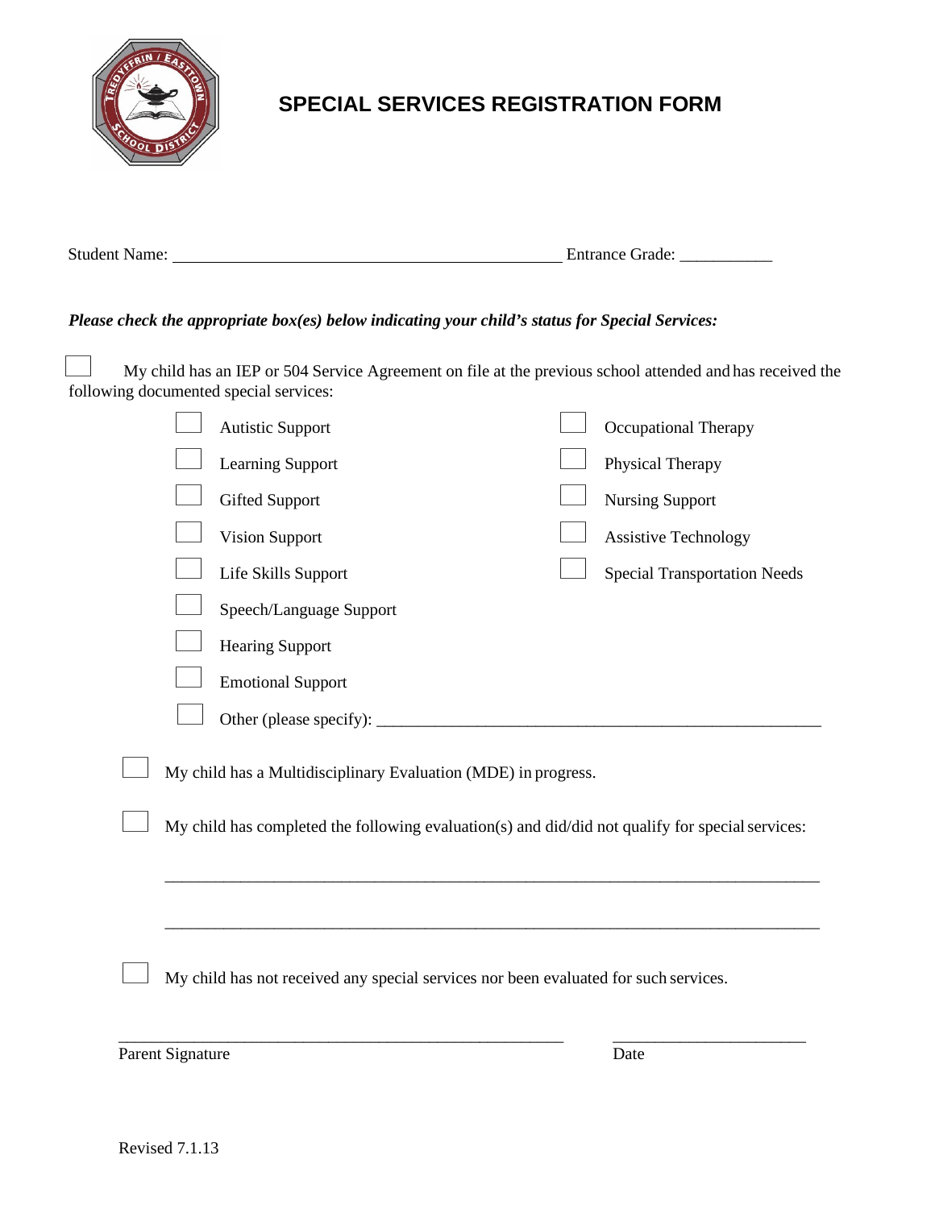# SPECIAL SERVICES REGISTRATION FORM

Student Name: ________________________________________________ Entrance Grade: ___________

***Please check the appropriate box(es) below indicating your child's status for Special Services:***

☐ My child has an IEP or 504 Service Agreement on file at the previous school attended and has received the following documented special services:

- ☐ Autistic Support
- ☐ Learning Support
- ☐ Gifted Support
- ☐ Vision Support
- ☐ Life Skills Support
- ☐ Speech/Language Support
- ☐ Hearing Support
- ☐ Emotional Support
- ☐ Other (please specify): _______________________________________________________
- ☐ Occupational Therapy
- ☐ Physical Therapy
- ☐ Nursing Support
- ☐ Assistive Technology
- ☐ Special Transportation Needs

☐ My child has a Multidisciplinary Evaluation (MDE) in progress.

☐ My child has completed the following evaluation(s) and did/did not qualify for special services:

_________________________________________________________________________________

_________________________________________________________________________________

☐ My child has not received any special services nor been evaluated for such services.

_______________________________________________________ ________________________

Parent Signature Date

Revised 7.1.13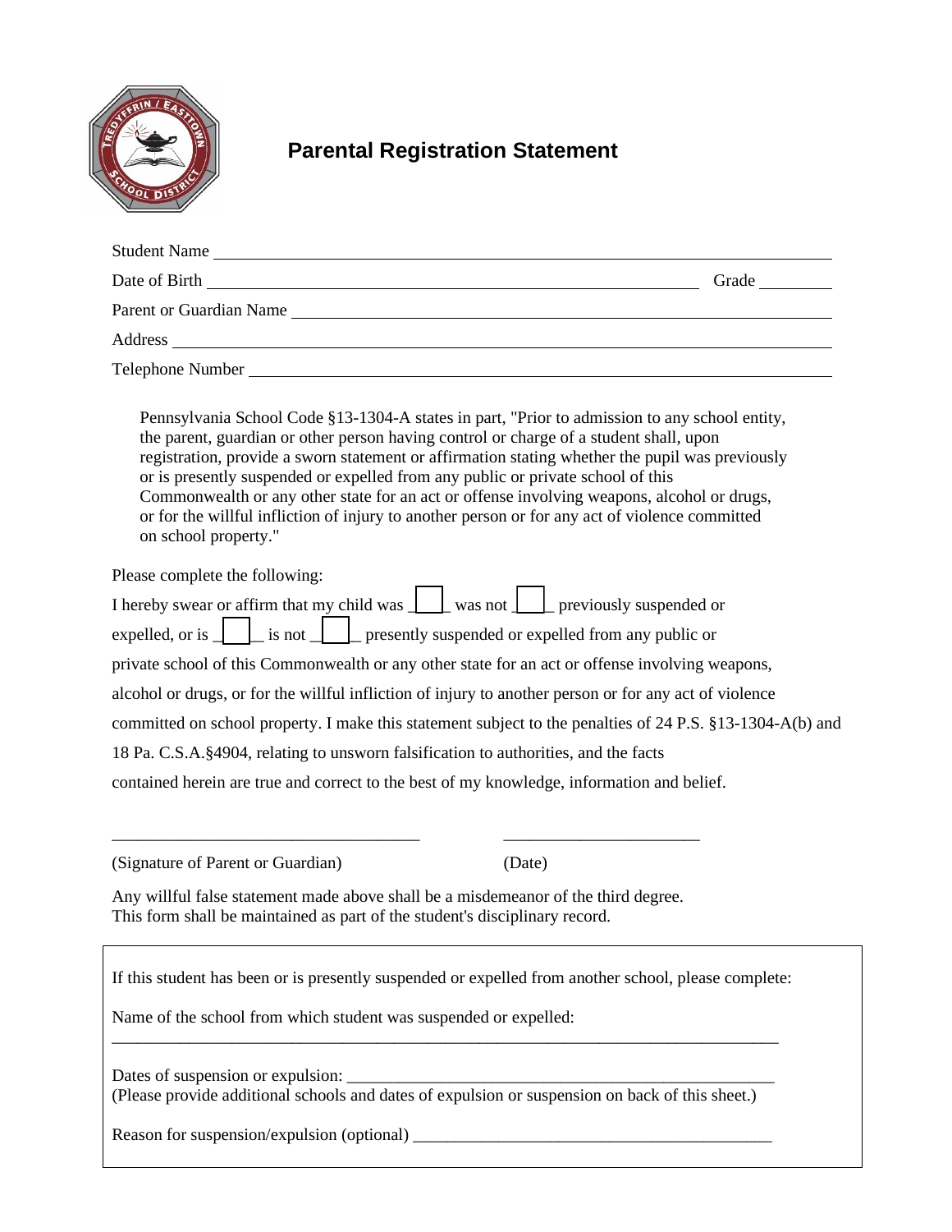# Parental Registration Statement

Student Name ______________________________________________

Date of Birth ______________________________________________ Grade ________

Parent or Guardian Name ______________________________________________

Address ______________________________________________

Telephone Number ______________________________________________

> Pennsylvania School Code §13-1304-A states in part, "Prior to admission to any school entity, the parent, guardian or other person having control or charge of a student shall, upon registration, provide a sworn statement or affirmation stating whether the pupil was previously or is presently suspended or expelled from any public or private school of this Commonwealth or any other state for an act or offense involving weapons, alcohol or drugs, or for the willful infliction of injury to another person or for any act of violence committed on school property."

Please complete the following:

I hereby swear or affirm that my child was ☐ was not ☐ previously suspended or expelled, or is ☐ is not ☐ presently suspended or expelled from any public or private school of this Commonwealth or any other state for an act or offense involving weapons, alcohol or drugs, or for the willful infliction of injury to another person or for any act of violence committed on school property. I make this statement subject to the penalties of 24 P.S. §13-1304-A(b) and 18 Pa. C.S.A.§4904, relating to unsworn falsification to authorities, and the facts contained herein are true and correct to the best of my knowledge, information and belief.

____________________________________ ________________________

(Signature of Parent or Guardian) (Date)

Any willful false statement made above shall be a misdemeanor of the third degree.
This form shall be maintained as part of the student's disciplinary record.

---

If this student has been or is presently suspended or expelled from another school, please complete:

Name of the school from which student was suspended or expelled:
________________________________________________________________________________

Dates of suspension or expulsion: ____________________________________________________
(Please provide additional schools and dates of expulsion or suspension on back of this sheet.)

Reason for suspension/expulsion (optional) ___________________________________________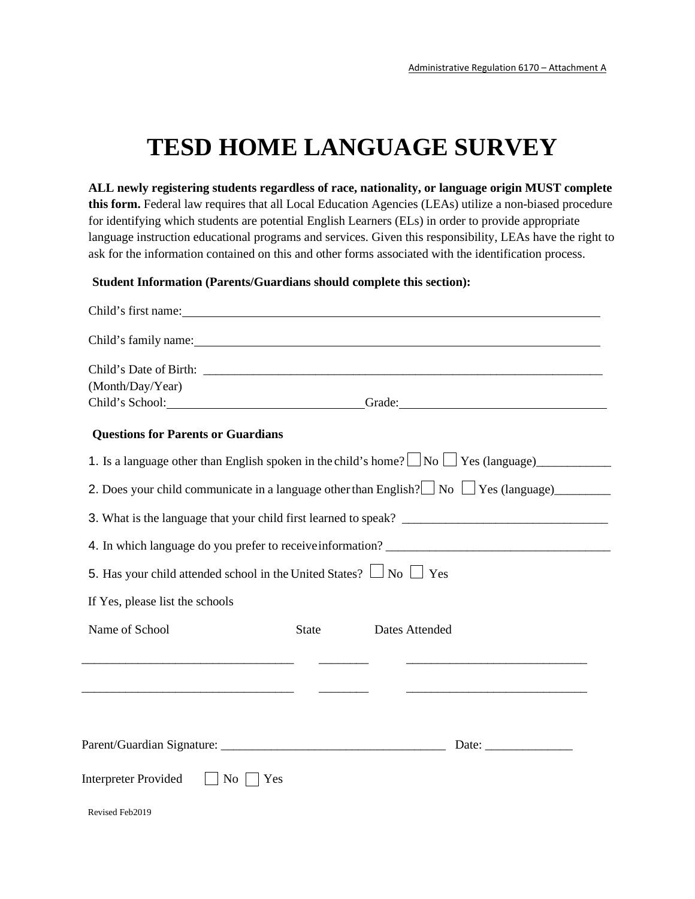Administrative Regulation 6170 – Attachment A

# TESD HOME LANGUAGE SURVEY

**ALL newly registering students regardless of race, nationality, or language origin MUST complete this form.** Federal law requires that all Local Education Agencies (LEAs) utilize a non-biased procedure for identifying which students are potential English Learners (ELs) in order to provide appropriate language instruction educational programs and services. Given this responsibility, LEAs have the right to ask for the information contained on this and other forms associated with the identification process.

**Student Information (Parents/Guardians should complete this section):**

Child's first name: ____________________________________________

Child's family name: ____________________________________________

Child's Date of Birth: ____________________________________________
(Month/Day/Year)

Child's School: ______________________ Grade: ______________________

**Questions for Parents or Guardians**

1. Is a language other than English spoken in the child's home? ☐ No ☐ Yes (language)___________

2. Does your child communicate in a language other than English? ☐ No ☐ Yes (language)_________

3. What is the language that your child first learned to speak? ________________________________

4. In which language do you prefer to receive information? ___________________________________

5. Has your child attended school in the United States? ☐ No ☐ Yes

If Yes, please list the schools

| Name of School | State | Dates Attended |
|---|---|---|
| ________________________ | ________ | ____________________ |
| ________________________ | ________ | ____________________ |

Parent/Guardian Signature: ___________________________________ Date: ______________

Interpreter Provided ☐ No ☐ Yes

Revised Feb2019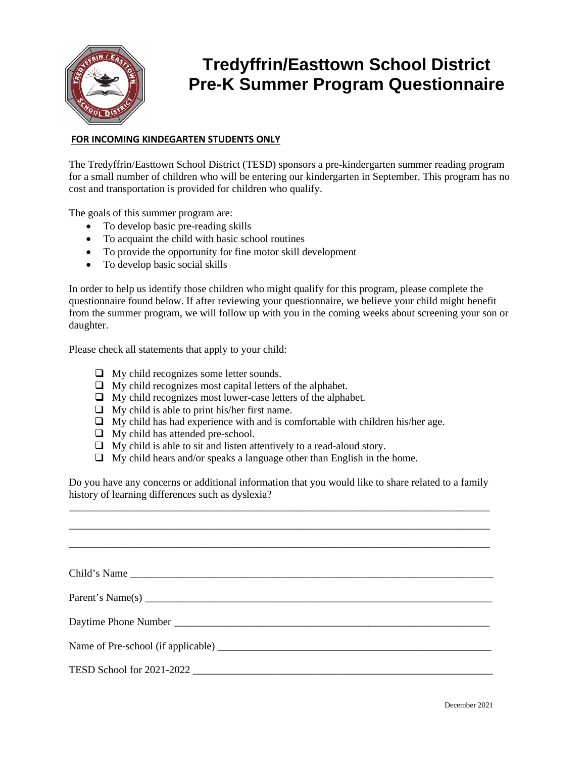# Tredyffrin/Easttown School District
# Pre-K Summer Program Questionnaire

**FOR INCOMING KINDEGARTEN STUDENTS ONLY**

The Tredyffrin/Easttown School District (TESD) sponsors a pre-kindergarten summer reading program for a small number of children who will be entering our kindergarten in September. This program has no cost and transportation is provided for children who qualify.

The goals of this summer program are:

- To develop basic pre-reading skills
- To acquaint the child with basic school routines
- To provide the opportunity for fine motor skill development
- To develop basic social skills

In order to help us identify those children who might qualify for this program, please complete the questionnaire found below. If after reviewing your questionnaire, we believe your child might benefit from the summer program, we will follow up with you in the coming weeks about screening your son or daughter.

Please check all statements that apply to your child:

- ☐ My child recognizes some letter sounds.
- ☐ My child recognizes most capital letters of the alphabet.
- ☐ My child recognizes most lower-case letters of the alphabet.
- ☐ My child is able to print his/her first name.
- ☐ My child has had experience with and is comfortable with children his/her age.
- ☐ My child has attended pre-school.
- ☐ My child is able to sit and listen attentively to a read-aloud story.
- ☐ My child hears and/or speaks a language other than English in the home.

Do you have any concerns or additional information that you would like to share related to a family history of learning differences such as dyslexia?

_______________________________________________________________________________

_______________________________________________________________________________

_______________________________________________________________________________

Child's Name ___________________________________________________________________

Parent's Name(s) ________________________________________________________________

Daytime Phone Number ___________________________________________________________

Name of Pre-school (if applicable) __________________________________________________

TESD School for 2021-2022 _______________________________________________________

December 2021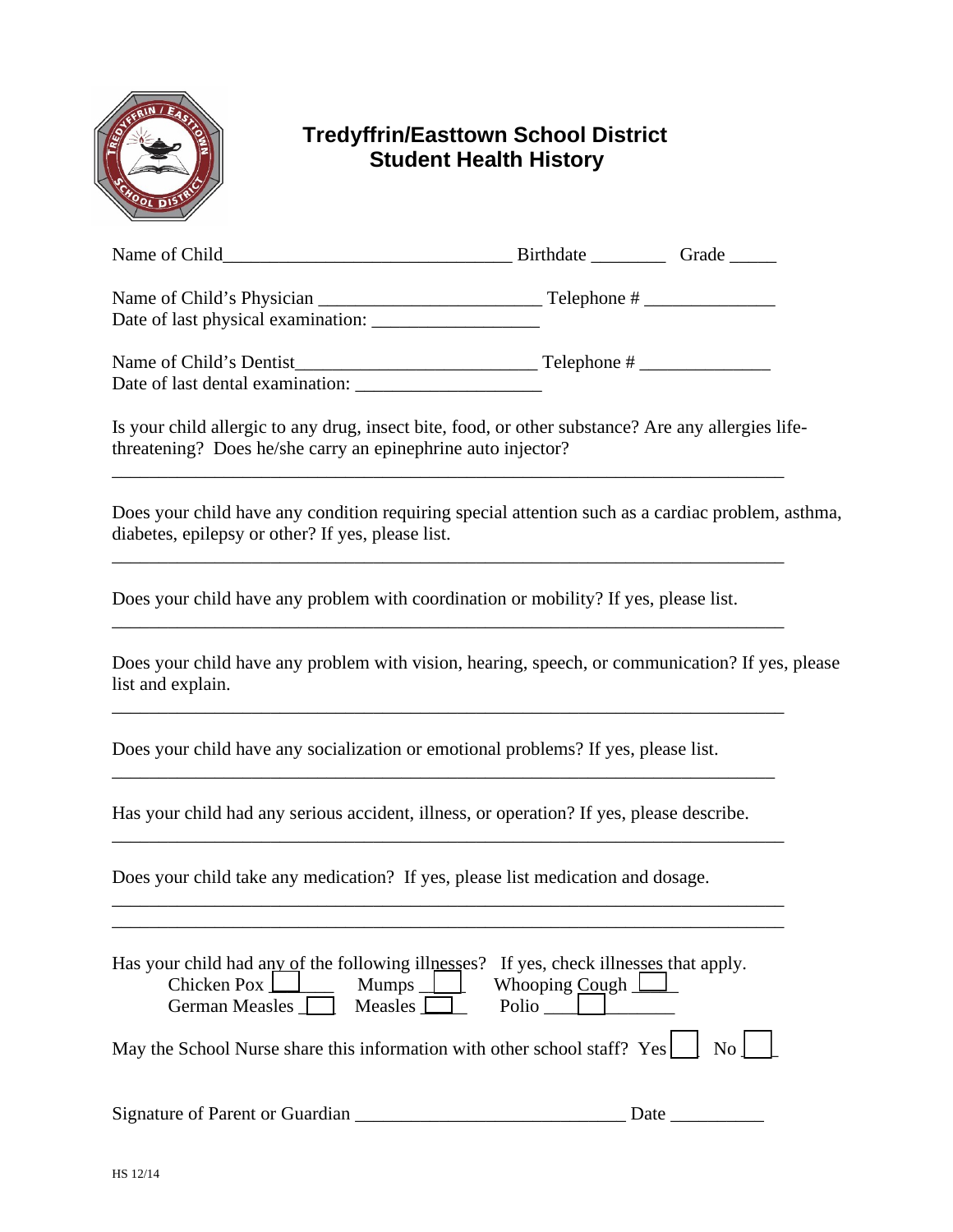# Tredyffrin/Easttown School District
## Student Health History

Name of Child______________________________ Birthdate ________ Grade _____

Name of Child's Physician ________________________ Telephone # ______________
Date of last physical examination: __________________

Name of Child's Dentist_________________________ Telephone # ______________
Date of last dental examination: ____________________

Is your child allergic to any drug, insect bite, food, or other substance? Are any allergies life-threatening? Does he/she carry an epinephrine auto injector?

_________________________________________________________________________

Does your child have any condition requiring special attention such as a cardiac problem, asthma, diabetes, epilepsy or other? If yes, please list.

_________________________________________________________________________

Does your child have any problem with coordination or mobility? If yes, please list.

_________________________________________________________________________

Does your child have any problem with vision, hearing, speech, or communication? If yes, please list and explain.

_________________________________________________________________________

Does your child have any socialization or emotional problems? If yes, please list.

_________________________________________________________________________

Has your child had any serious accident, illness, or operation? If yes, please describe.

_________________________________________________________________________

Does your child take any medication? If yes, please list medication and dosage.

_________________________________________________________________________
_________________________________________________________________________

Has your child had any of the following illnesses? If yes, check illnesses that apply.

Chicken Pox ☐ Mumps ☐ Whooping Cough ☐
German Measles ☐ Measles ☐ Polio ☐

May the School Nurse share this information with other school staff? Yes ☐ No ☐

Signature of Parent or Guardian ____________________________ Date __________

HS 12/14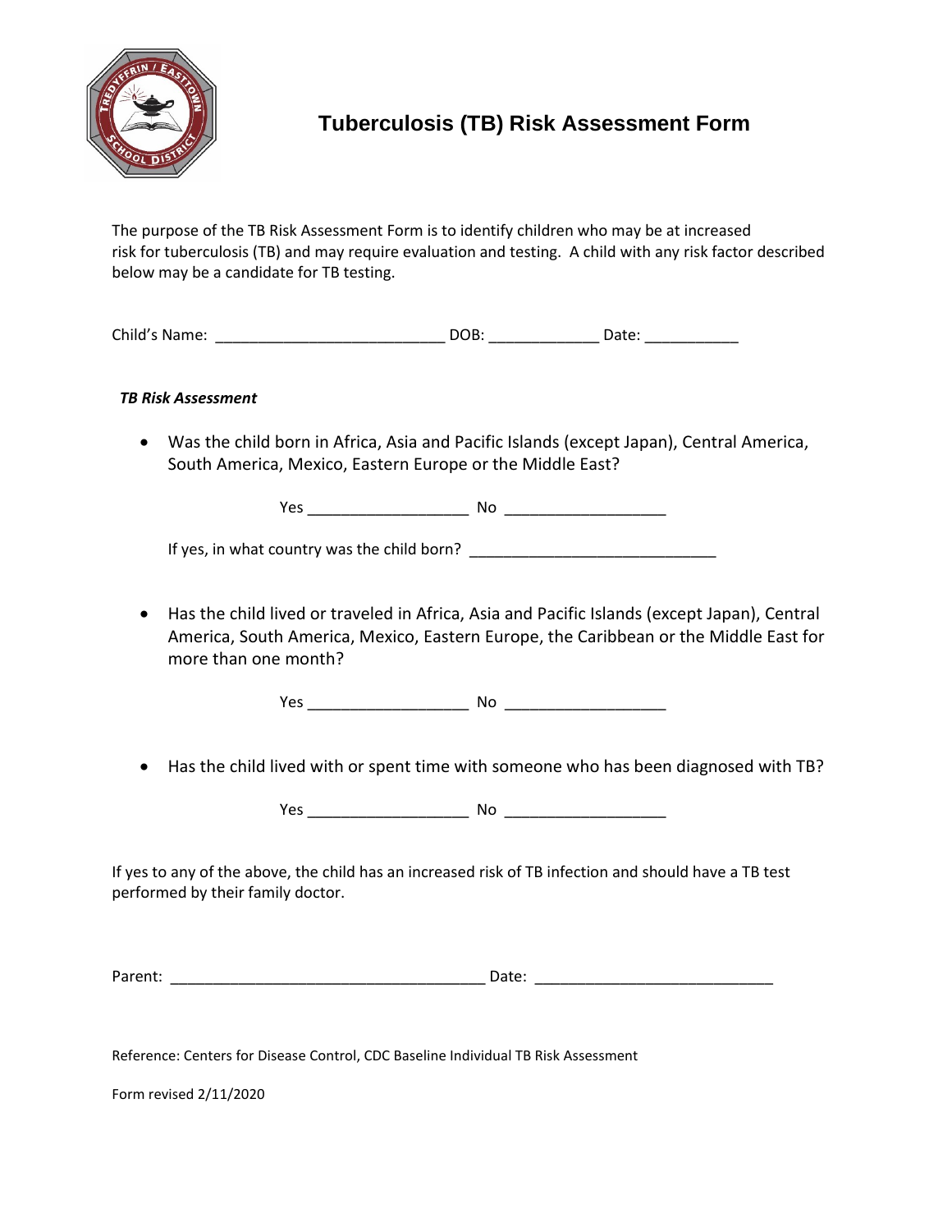# Tuberculosis (TB) Risk Assessment Form

The purpose of the TB Risk Assessment Form is to identify children who may be at increased risk for tuberculosis (TB) and may require evaluation and testing. A child with any risk factor described below may be a candidate for TB testing.

Child's Name: ___________________________ DOB: _____________ Date: ___________

***TB Risk Assessment***

- Was the child born in Africa, Asia and Pacific Islands (except Japan), Central America, South America, Mexico, Eastern Europe or the Middle East?

  Yes ___________________ No ___________________

  If yes, in what country was the child born? _____________________________

- Has the child lived or traveled in Africa, Asia and Pacific Islands (except Japan), Central America, South America, Mexico, Eastern Europe, the Caribbean or the Middle East for more than one month?

  Yes ___________________ No ___________________

- Has the child lived with or spent time with someone who has been diagnosed with TB?

  Yes ___________________ No ___________________

If yes to any of the above, the child has an increased risk of TB infection and should have a TB test performed by their family doctor.

Parent: _____________________________________ Date: ___________________________

Reference: Centers for Disease Control, CDC Baseline Individual TB Risk Assessment

Form revised 2/11/2020